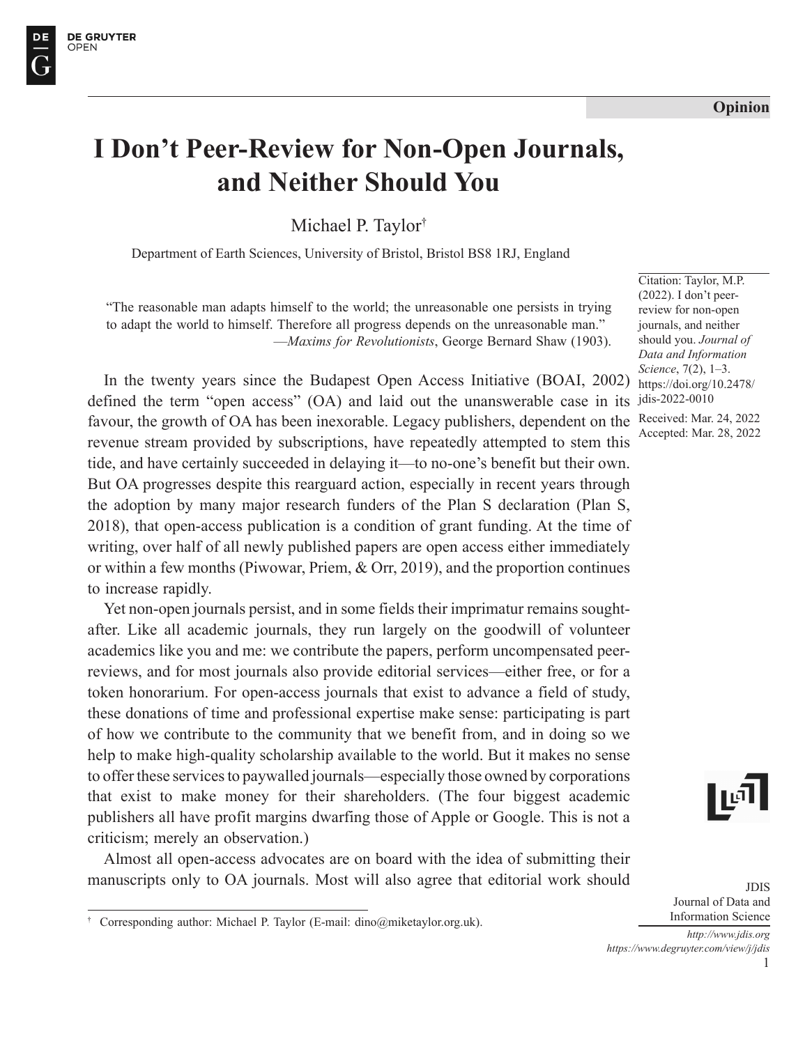Opinion

# I Don't Peer-Review for Non-Open Journals, and Neither Should You

Michael P. Taylor[†]

Department of Earth Sciences, University of Bristol, Bristol BS8 1RJ, England

Citation: Taylor, M.P. (2022). I don't peer-review for non-open journals, and neither should you. *Journal of Data and Information Science*, 7(2), 1–3. https://doi.org/10.2478/jdis-2022-0010

Received: Mar. 24, 2022
Accepted: Mar. 28, 2022

> "The reasonable man adapts himself to the world; the unreasonable one persists in trying to adapt the world to himself. Therefore all progress depends on the unreasonable man."
> —*Maxims for Revolutionists*, George Bernard Shaw (1903).

In the twenty years since the Budapest Open Access Initiative (BOAI, 2002) defined the term "open access" (OA) and laid out the unanswerable case in its favour, the growth of OA has been inexorable. Legacy publishers, dependent on the revenue stream provided by subscriptions, have repeatedly attempted to stem this tide, and have certainly succeeded in delaying it—to no-one's benefit but their own. But OA progresses despite this rearguard action, especially in recent years through the adoption by many major research funders of the Plan S declaration (Plan S, 2018), that open-access publication is a condition of grant funding. At the time of writing, over half of all newly published papers are open access either immediately or within a few months (Piwowar, Priem, & Orr, 2019), and the proportion continues to increase rapidly.

Yet non-open journals persist, and in some fields their imprimatur remains sought-after. Like all academic journals, they run largely on the goodwill of volunteer academics like you and me: we contribute the papers, perform uncompensated peer-reviews, and for most journals also provide editorial services—either free, or for a token honorarium. For open-access journals that exist to advance a field of study, these donations of time and professional expertise make sense: participating is part of how we contribute to the community that we benefit from, and in doing so we help to make high-quality scholarship available to the world. But it makes no sense to offer these services to paywalled journals—especially those owned by corporations that exist to make money for their shareholders. (The four biggest academic publishers all have profit margins dwarfing those of Apple or Google. This is not a criticism; merely an observation.)

Almost all open-access advocates are on board with the idea of submitting their manuscripts only to OA journals. Most will also agree that editorial work should

[†] Corresponding author: Michael P. Taylor (E-mail: dino@miketaylor.org.uk).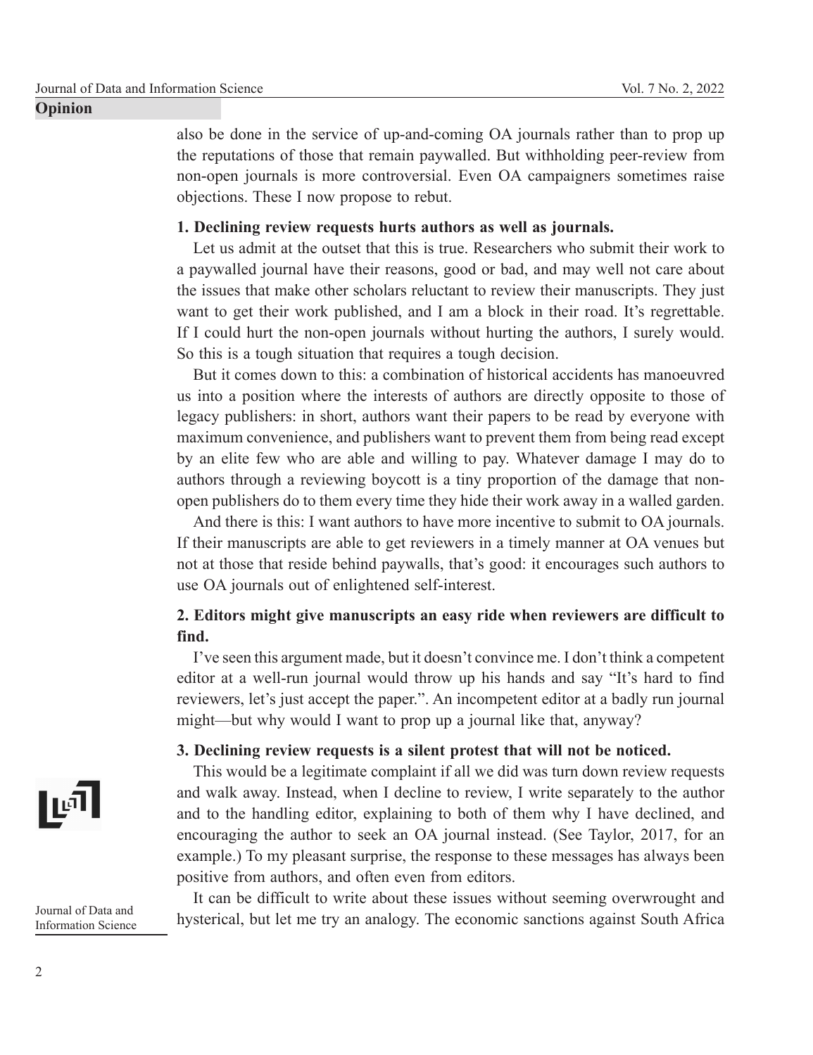also be done in the service of up-and-coming OA journals rather than to prop up the reputations of those that remain paywalled. But withholding peer-review from non-open journals is more controversial. Even OA campaigners sometimes raise objections. These I now propose to rebut.

**1. Declining review requests hurts authors as well as journals.**

Let us admit at the outset that this is true. Researchers who submit their work to a paywalled journal have their reasons, good or bad, and may well not care about the issues that make other scholars reluctant to review their manuscripts. They just want to get their work published, and I am a block in their road. It's regrettable. If I could hurt the non-open journals without hurting the authors, I surely would. So this is a tough situation that requires a tough decision.

But it comes down to this: a combination of historical accidents has manoeuvred us into a position where the interests of authors are directly opposite to those of legacy publishers: in short, authors want their papers to be read by everyone with maximum convenience, and publishers want to prevent them from being read except by an elite few who are able and willing to pay. Whatever damage I may do to authors through a reviewing boycott is a tiny proportion of the damage that non-open publishers do to them every time they hide their work away in a walled garden.

And there is this: I want authors to have more incentive to submit to OA journals. If their manuscripts are able to get reviewers in a timely manner at OA venues but not at those that reside behind paywalls, that's good: it encourages such authors to use OA journals out of enlightened self-interest.

**2. Editors might give manuscripts an easy ride when reviewers are difficult to find.**

I've seen this argument made, but it doesn't convince me. I don't think a competent editor at a well-run journal would throw up his hands and say "It's hard to find reviewers, let's just accept the paper.". An incompetent editor at a badly run journal might—but why would I want to prop up a journal like that, anyway?

**3. Declining review requests is a silent protest that will not be noticed.**

This would be a legitimate complaint if all we did was turn down review requests and walk away. Instead, when I decline to review, I write separately to the author and to the handling editor, explaining to both of them why I have declined, and encouraging the author to seek an OA journal instead. (See Taylor, 2017, for an example.) To my pleasant surprise, the response to these messages has always been positive from authors, and often even from editors.

It can be difficult to write about these issues without seeming overwrought and hysterical, but let me try an analogy. The economic sanctions against South Africa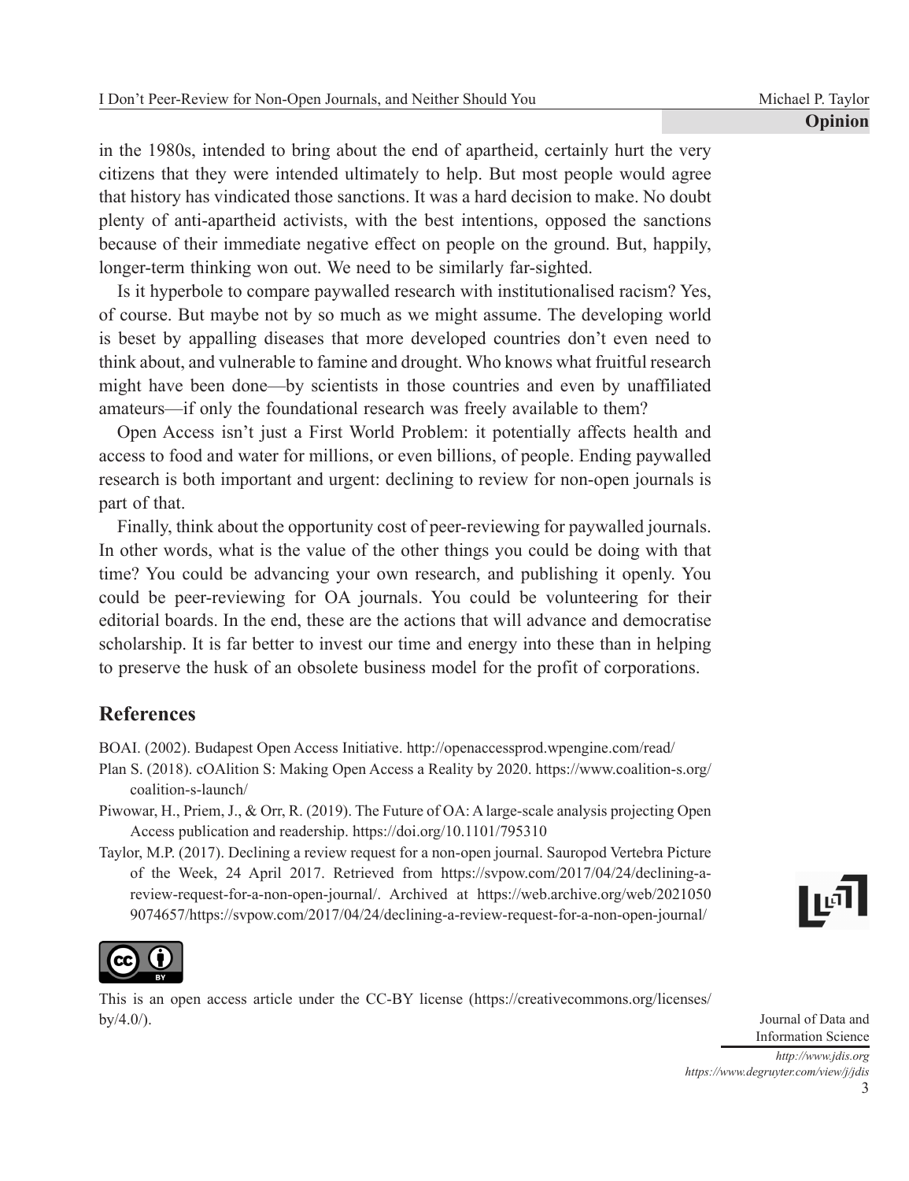in the 1980s, intended to bring about the end of apartheid, certainly hurt the very citizens that they were intended ultimately to help. But most people would agree that history has vindicated those sanctions. It was a hard decision to make. No doubt plenty of anti-apartheid activists, with the best intentions, opposed the sanctions because of their immediate negative effect on people on the ground. But, happily, longer-term thinking won out. We need to be similarly far-sighted.

Is it hyperbole to compare paywalled research with institutionalised racism? Yes, of course. But maybe not by so much as we might assume. The developing world is beset by appalling diseases that more developed countries don't even need to think about, and vulnerable to famine and drought. Who knows what fruitful research might have been done—by scientists in those countries and even by unaffiliated amateurs—if only the foundational research was freely available to them?

Open Access isn't just a First World Problem: it potentially affects health and access to food and water for millions, or even billions, of people. Ending paywalled research is both important and urgent: declining to review for non-open journals is part of that.

Finally, think about the opportunity cost of peer-reviewing for paywalled journals. In other words, what is the value of the other things you could be doing with that time? You could be advancing your own research, and publishing it openly. You could be peer-reviewing for OA journals. You could be volunteering for their editorial boards. In the end, these are the actions that will advance and democratise scholarship. It is far better to invest our time and energy into these than in helping to preserve the husk of an obsolete business model for the profit of corporations.

## References

BOAI. (2002). Budapest Open Access Initiative. http://openaccessprod.wpengine.com/read/

Plan S. (2018). cOAlition S: Making Open Access a Reality by 2020. https://www.coalition-s.org/coalition-s-launch/

Piwowar, H., Priem, J., & Orr, R. (2019). The Future of OA: A large-scale analysis projecting Open Access publication and readership. https://doi.org/10.1101/795310

Taylor, M.P. (2017). Declining a review request for a non-open journal. Sauropod Vertebra Picture of the Week, 24 April 2017. Retrieved from https://svpow.com/2017/04/24/declining-a-review-request-for-a-non-open-journal/. Archived at https://web.archive.org/web/20210509074657/https://svpow.com/2017/04/24/declining-a-review-request-for-a-non-open-journal/

This is an open access article under the CC-BY license (https://creativecommons.org/licenses/by/4.0/).